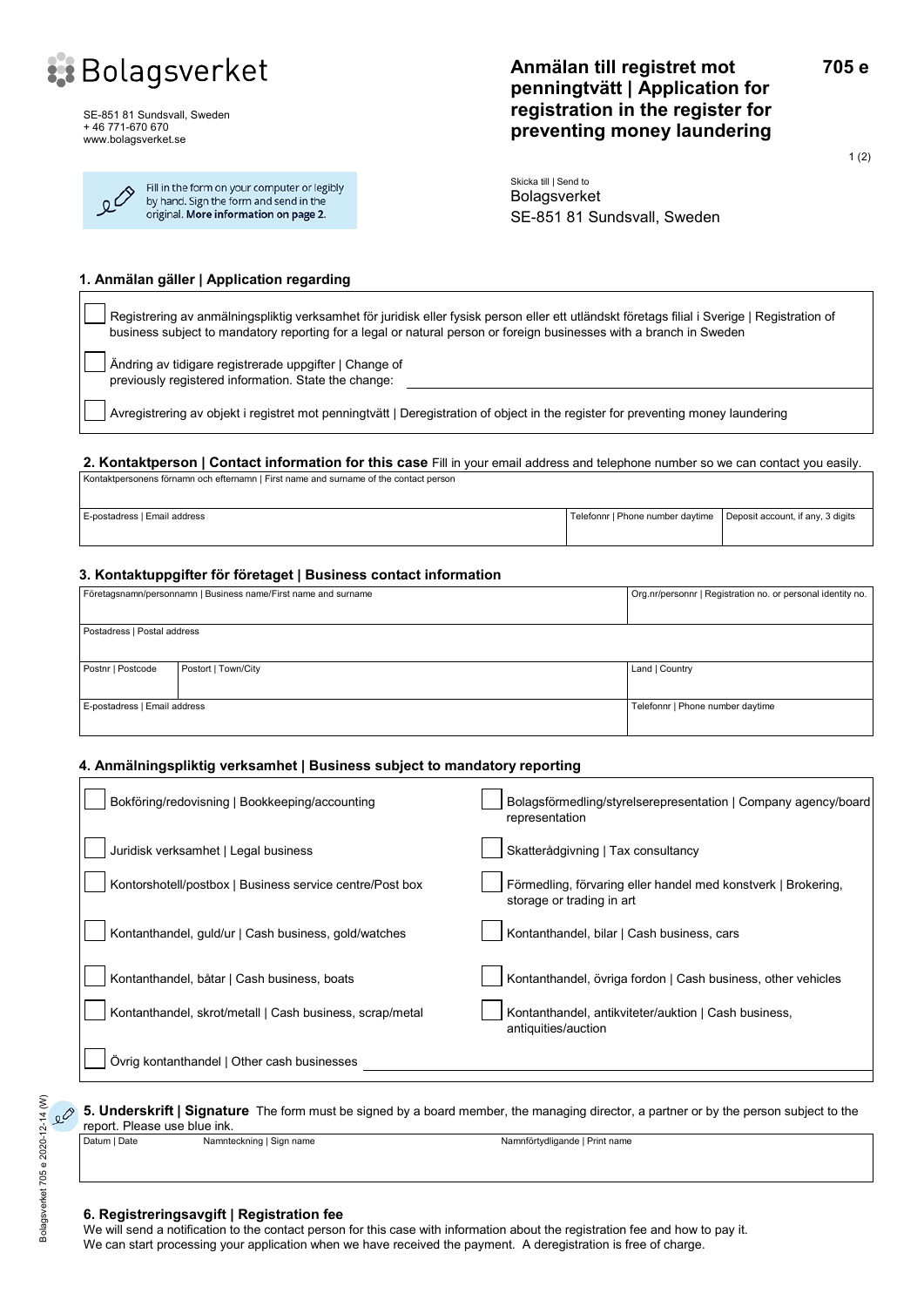Bolagsverket

SE-851 81 Sundsvall, Sweden
+ 46 771-670 670
www.bolagsverket.se

# Anmälan till registret mot penningtvätt | Application for registration in the register for preventing money laundering

**705 e**

Fill in the form on your computer or legibly by hand. Sign the form and send in the original. **More information on page 2.**

Skicka till | Send to
Bolagsverket
SE-851 81 Sundsvall, Sweden

## 1. Anmälan gäller | Application regarding

- ☐ Registrering av anmälningspliktig verksamhet för juridisk eller fysisk person eller ett utländskt företags filial i Sverige | Registration of business subject to mandatory reporting for a legal or natural person or foreign businesses with a branch in Sweden
- ☐ Ändring av tidigare registrerade uppgifter | Change of previously registered information. State the change: ______
- ☐ Avregistrering av objekt i registret mot penningtvätt | Deregistration of object in the register for preventing money laundering

## 2. Kontaktperson | Contact information for this case

Fill in your email address and telephone number so we can contact you easily.

| Kontaktpersonens förnamn och efternamn \| First name and surname of the contact person | | |
|---|---|---|
| E-postadress \| Email address | Telefonnr \| Phone number daytime | Deposit account, if any, 3 digits |
| | | |

## 3. Kontaktuppgifter för företaget | Business contact information

| Företagsnamn/personnamn \| Business name/First name and surname | | Org.nr/personnr \| Registration no. or personal identity no. |
|---|---|---|
| Postadress \| Postal address | | |
| Postnr \| Postcode | Postort \| Town/City | Land \| Country |
| E-postadress \| Email address | | Telefonnr \| Phone number daytime |

## 4. Anmälningspliktig verksamhet | Business subject to mandatory reporting

- ☐ Bokföring/redovisning | Bookkeeping/accounting
- ☐ Bolagsförmedling/styrelserepresentation | Company agency/board representation
- ☐ Juridisk verksamhet | Legal business
- ☐ Skatterådgivning | Tax consultancy
- ☐ Kontorshotell/postbox | Business service centre/Post box
- ☐ Förmedling, förvaring eller handel med konstverk | Brokering, storage or trading in art
- ☐ Kontanthandel, guld/ur | Cash business, gold/watches
- ☐ Kontanthandel, bilar | Cash business, cars
- ☐ Kontanthandel, båtar | Cash business, boats
- ☐ Kontanthandel, övriga fordon | Cash business, other vehicles
- ☐ Kontanthandel, skrot/metall | Cash business, scrap/metal
- ☐ Kontanthandel, antikviteter/auktion | Cash business, antiquities/auction
- ☐ Övrig kontanthandel | Other cash businesses ______

## 5. Underskrift | Signature

The form must be signed by a board member, the managing director, a partner or by the person subject to the report. Please use blue ink.

| Datum \| Date | Namnteckning \| Sign name | Namnförtydligande \| Print name |
|---|---|---|
| | | |

## 6. Registreringsavgift | Registration fee

We will send a notification to the contact person for this case with information about the registration fee and how to pay it. We can start processing your application when we have received the payment. A deregistration is free of charge.

Bolagsverket 705 e 2020-12-14 (W)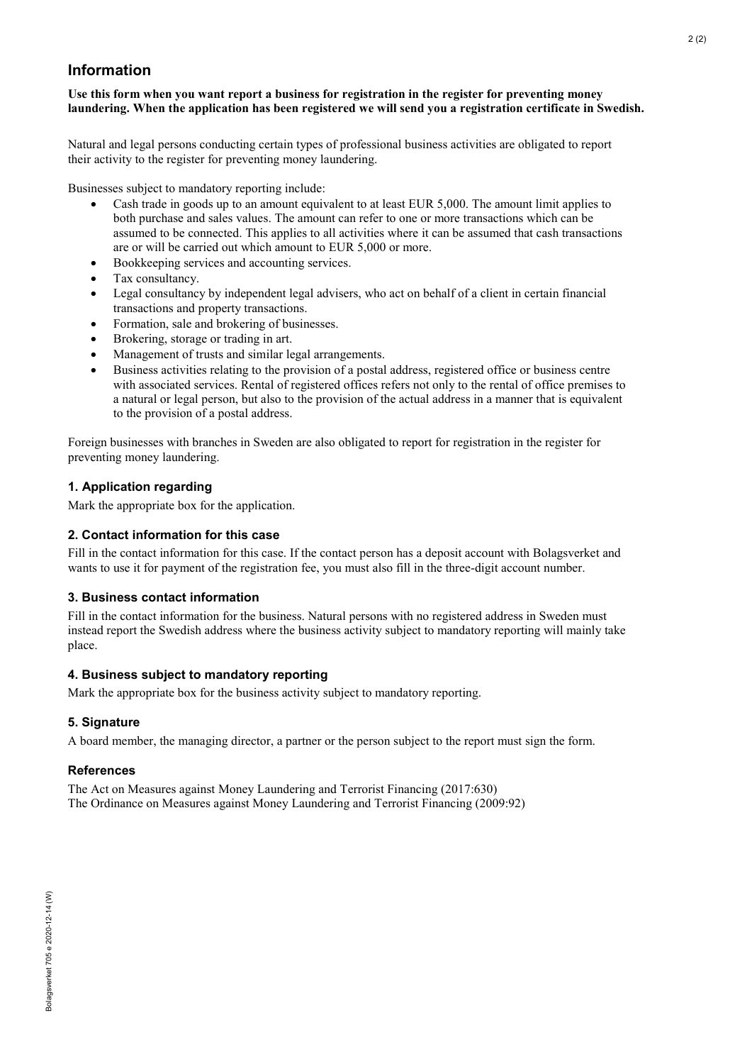## Information

**Use this form when you want report a business for registration in the register for preventing money laundering. When the application has been registered we will send you a registration certificate in Swedish.**

Natural and legal persons conducting certain types of professional business activities are obligated to report their activity to the register for preventing money laundering.

Businesses subject to mandatory reporting include:

- Cash trade in goods up to an amount equivalent to at least EUR 5,000. The amount limit applies to both purchase and sales values. The amount can refer to one or more transactions which can be assumed to be connected. This applies to all activities where it can be assumed that cash transactions are or will be carried out which amount to EUR 5,000 or more.
- Bookkeeping services and accounting services.
- Tax consultancy.
- Legal consultancy by independent legal advisers, who act on behalf of a client in certain financial transactions and property transactions.
- Formation, sale and brokering of businesses.
- Brokering, storage or trading in art.
- Management of trusts and similar legal arrangements.
- Business activities relating to the provision of a postal address, registered office or business centre with associated services. Rental of registered offices refers not only to the rental of office premises to a natural or legal person, but also to the provision of the actual address in a manner that is equivalent to the provision of a postal address.

Foreign businesses with branches in Sweden are also obligated to report for registration in the register for preventing money laundering.

### 1. Application regarding

Mark the appropriate box for the application.

### 2. Contact information for this case

Fill in the contact information for this case. If the contact person has a deposit account with Bolagsverket and wants to use it for payment of the registration fee, you must also fill in the three-digit account number.

### 3. Business contact information

Fill in the contact information for the business. Natural persons with no registered address in Sweden must instead report the Swedish address where the business activity subject to mandatory reporting will mainly take place.

### 4. Business subject to mandatory reporting

Mark the appropriate box for the business activity subject to mandatory reporting.

### 5. Signature

A board member, the managing director, a partner or the person subject to the report must sign the form.

### References

The Act on Measures against Money Laundering and Terrorist Financing (2017:630)
The Ordinance on Measures against Money Laundering and Terrorist Financing (2009:92)

Bolagsverket 705 e 2020-12-14 (W)